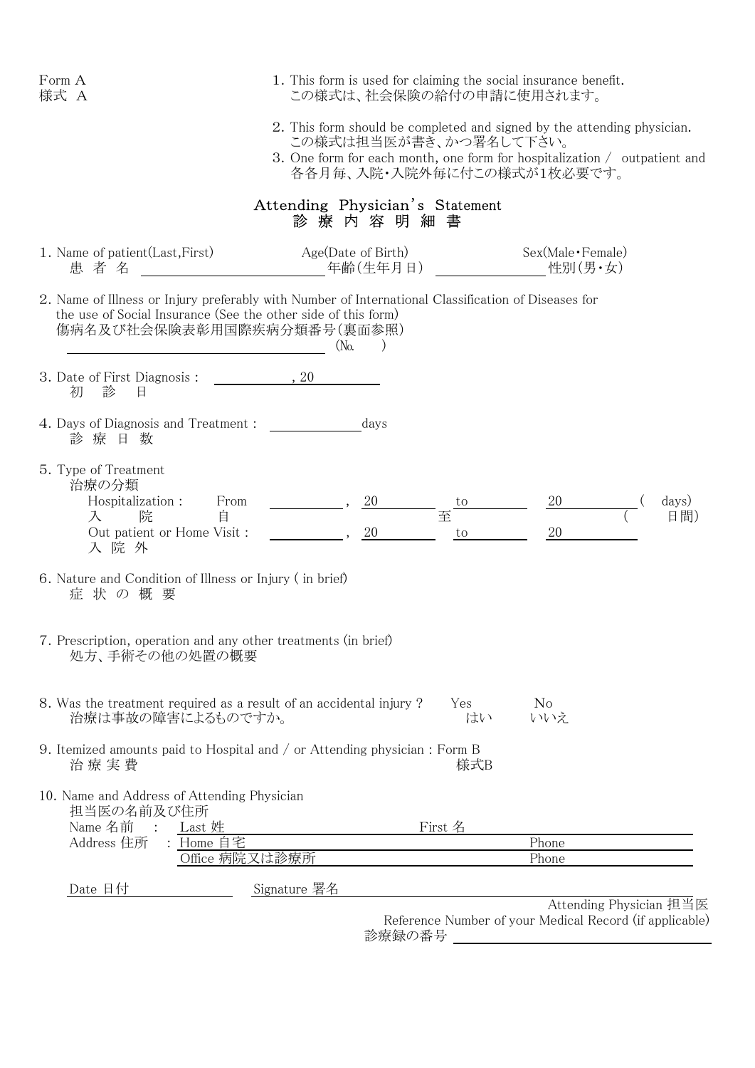Form A
様式 A

1. This form is used for claiming the social insurance benefit.
   この様式は、社会保険の給付の申請に使用されます。
2. This form should be completed and signed by the attending physician.
   この様式は担当医が書き、かつ署名して下さい。
3. One form for each month, one form for hospitalization / outpatient and
   各各月毎、入院・入院外毎に付この様式が1枚必要です。

## Attending Physician's Statement
## 診 療 内 容 明 細 書

1. Name of patient(Last,First) 患 者 名 ______________________ Age(Date of Birth) 年齢(生年月日) ______________ Sex(Male・Female) 性別(男・女)

2. Name of Illness or Injury preferably with Number of International Classification of Diseases for the use of Social Insurance (See the other side of this form)
   傷病名及び社会保険表彰用国際疾病分類番号(裏面参照)
   ______________________________ (No.　　)

3. Date of First Diagnosis : ____________, 20________
   初　診　日

4. Days of Diagnosis and Treatment : ____________ days
   診 療 日 数

5. Type of Treatment
   治療の分類
   Hospitalization : From ________, 20________ to ________ 20________ (　　days)
   入　　院　　　　　自　　　　　　　　　　　至　　　　　　　　　　(　　日間)
   Out patient or Home Visit : ________, 20________ to ________ 20________
   入 院 外

6. Nature and Condition of Illness or Injury ( in brief)
   症 状 の 概 要

7. Prescription, operation and any other treatments (in brief)
   処方、手術その他の処置の概要

8. Was the treatment required as a result of an accidental injury ?　Yes はい　No いいえ
   治療は事故の障害によるものですか。

9. Itemized amounts paid to Hospital and / or Attending physician : Form B 様式B
   治 療 実 費

10. Name and Address of Attending Physician
    担当医の名前及び住所
    Name 名前　: Last 姓 ______________________ First 名 ______________________
    Address 住所　: Home 自宅 ______________________ Phone ______________
    　　　　　　　Office 病院又は診療所 ______________ Phone ______________

Date 日付 ____________　Signature 署名 ______________________________
Attending Physician 担当医

Reference Number of your Medical Record (if applicable)
診療録の番号 ______________________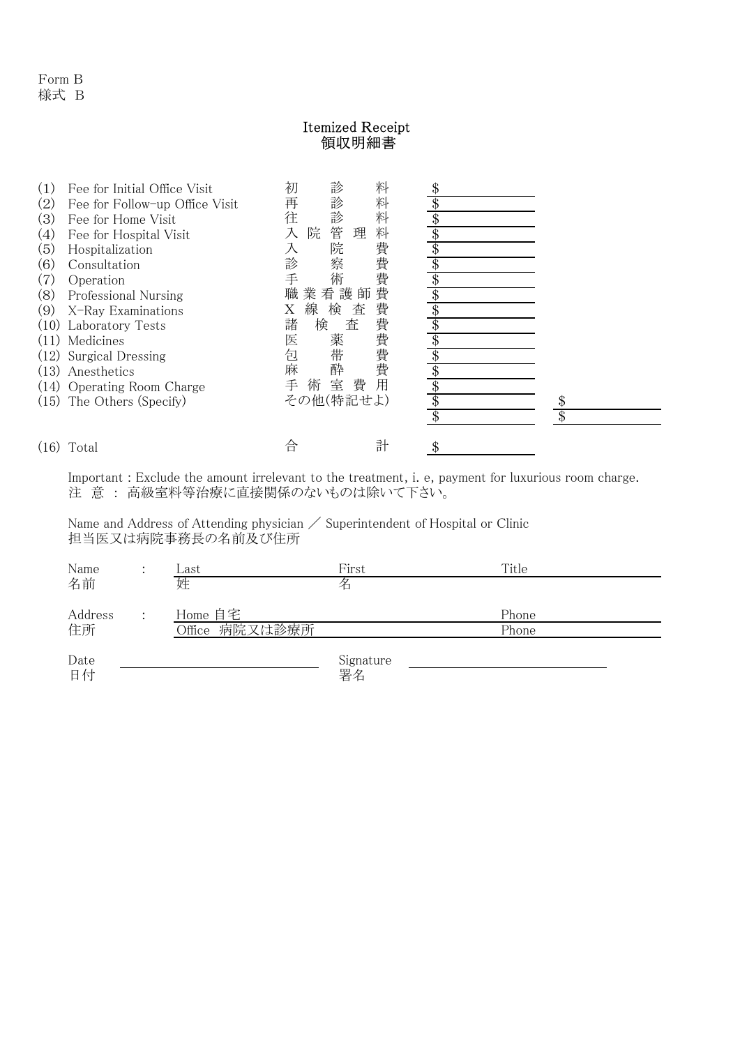Form B
様式 B

# Itemized Receipt
# 領収明細書

| No. | Item | 項目 | Amount | |
|---|---|---|---|---|
| (1) | Fee for Initial Office Visit | 初診料 | $ | |
| (2) | Fee for Follow-up Office Visit | 再診料 | $ | |
| (3) | Fee for Home Visit | 往診料 | $ | |
| (4) | Fee for Hospital Visit | 入院管理料 | $ | |
| (5) | Hospitalization | 入院費 | $ | |
| (6) | Consultation | 診察費 | $ | |
| (7) | Operation | 手術費 | $ | |
| (8) | Professional Nursing | 職業看護師費 | $ | |
| (9) | X-Ray Examinations | X線検査費 | $ | |
| (10) | Laboratory Tests | 諸検査費 | $ | |
| (11) | Medicines | 医薬費 | $ | |
| (12) | Surgical Dressing | 包帯費 | $ | |
| (13) | Anesthetics | 麻酔費 | $ | |
| (14) | Operating Room Charge | 手術室費用 | $ | |
| (15) | The Others (Specify) | その他(特記せよ) | $ | $ |
| | | | $ | $ |
| (16) | Total | 合計 | $ | |

Important : Exclude the amount irrelevant to the treatment, i. e, payment for luxurious room charge.
注 意 ： 高級室料等治療に直接関係のないものは除いて下さい。

Name and Address of Attending physician ／ Superintendent of Hospital or Clinic
担当医又は病院事務長の名前及び住所

Name 名前 : Last 姓 ______ First 名 ______ Title ______

Address 住所 : Home 自宅 ______ Phone ______
Office 病院又は診療所 ______ Phone ______

Date 日付 ______ Signature 署名 ______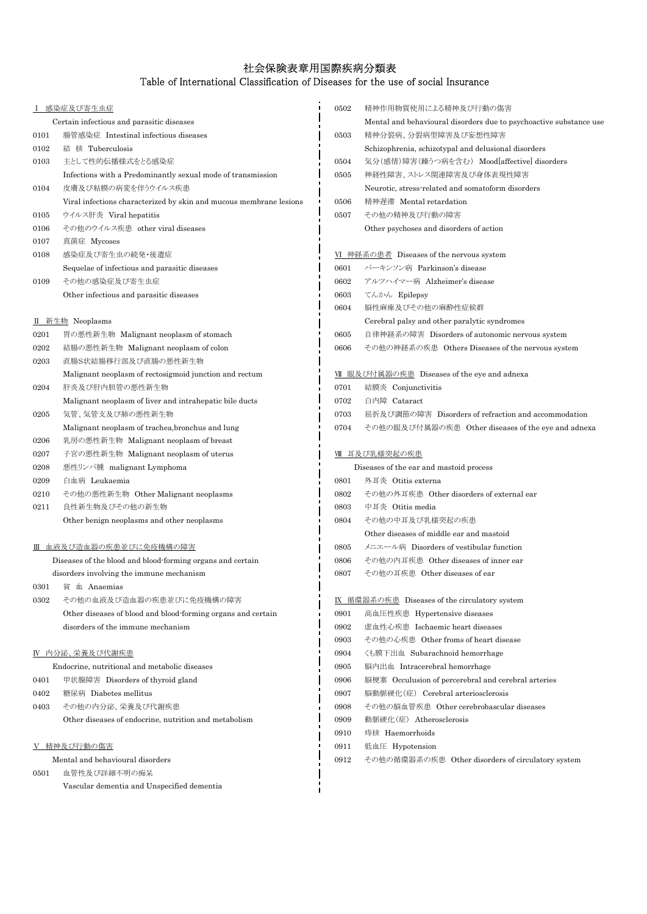# 社会保険表章用国際疾病分類表
## Table of International Classification of Diseases for the use of social Insurance

### Ⅰ 感染症及び寄生虫症
Certain infectious and parasitic diseases

0101 腸管感染症 Intestinal infectious diseases
0102 結 核 Tuberculosis
0103 主として性的伝播様式をとる感染症
Infections with a Predominantly sexual mode of transmission
0104 皮膚及び粘膜の病変を伴うウイルス疾患
Viral infections characterized by skin and mucous membrane lesions
0105 ウイルス肝炎 Viral hepatitis
0106 その他のウイルス疾患 other viral diseases
0107 真菌症 Mycoses
0108 感染症及び寄生虫の続発・後遺症
Sequelae of infectious and parasitic diseases
0109 その他の感染症及び寄生虫症
Other infectious and parasitic diseases

### Ⅱ 新生物 Neoplasms

0201 胃の悪性新生物 Malignant neoplasm of stomach
0202 結腸の悪性新生物 Malignant neoplasm of colon
0203 直腸S状結腸移行部及び直腸の悪性新生物
Malignant neoplasm of rectosigmoid junction and rectum
0204 肝炎及び肝内胆管の悪性新生物
Malignant neoplasm of liver and intrahepatic bile ducts
0205 気管、気管支及び肺の悪性新生物
Malignant neoplasm of trachea,bronchus and lung
0206 乳房の悪性新生物 Malignant neoplasm of breast
0207 子宮の悪性新生物 Malignant neoplasm of uterus
0208 悪性リンパ腫 malignant Lymphoma
0209 白血病 Leukaemia
0210 その他の悪性新生物 Other Malignant neoplasms
0211 良性新生物及びその他の新生物
Other benign neoplasms and other neoplasms

### Ⅲ 血液及び造血器の疾患並びに免疫機構の障害
Diseases of the blood and blood-forming organs and certain disorders involving the immune mechanism

0301 貧 血 Anaemias
0302 その他の血液及び造血器の疾患並びに免疫機構の障害
Other diseases of blood and blood-forming organs and certain disorders of the immune mechanism

### Ⅳ 内分泌、栄養及び代謝疾患
Endocrine, nutritional and metabolic diseases

0401 甲状腺障害 Disorders of thyroid gland
0402 糖尿病 Diabetes mellitus
0403 その他の内分泌、栄養及び代謝疾患
Other diseases of endocrine, nutrition and metabolism

### Ⅴ 精神及び行動の傷害
Mental and behavioural disorders

0501 血管性及び詳細不明の痴呆
Vascular dementia and Unspecified dementia
0502 精神作用物質使用による精神及び行動の傷害
Mental and behavioural disorders due to psychoactive substance use
0503 精神分裂病、分裂病型障害及び妄想性障害
Schizophrenia, schizotypal and delusional disorders
0504 気分(感情)障害(躁うつ病を含む) Mood[affective] disorders
0505 神経性障害、ストレス関連障害及び身体表現性障害
Neurotic, stress-related and somatoform disorders
0506 精神遅滞 Mental retardation
0507 その他の精神及び行動の障害
Other psychoses and disorders of action

### Ⅵ 神経系の患者 Diseases of the nervous system

0601 パーキンソン病 Parkinson's disease
0602 アルツハイマー病 Alzheimer's disease
0603 てんかん Epilepsy
0604 脳性麻痺及びその他の麻酔性症候群
Cerebral palsy and other paralytic syndromes
0605 自律神経系の障害 Disorders of autonomic nervous system
0606 その他の神経系の疾患 Others Diseases of the nervous system

### Ⅶ 眼及び付属器の疾患 Diseases of the eye and adnexa

0701 結膜炎 Conjunctivitis
0702 白内障 Cataract
0703 屈折及び調節の障害 Disorders of refraction and accommodation
0704 その他の眼及び付属器の疾患 Other diseases of the eye and adnexa

### Ⅷ 耳及び乳様突起の疾患
Diseases of the ear and mastoid process

0801 外耳炎 Otitis externa
0802 その他の外耳疾患 Other disorders of external ear
0803 中耳炎 Otitis media
0804 その他の中耳及び乳様突起の疾患
Other diseases of middle ear and mastoid
0805 メニエール病 Disorders of vestibular function
0806 その他の内耳疾患 Other diseases of inner ear
0807 その他の耳疾患 Other diseases of ear

### Ⅸ 循環器系の疾患 Diseases of the circulatory system

0901 高血圧性疾患 Hypertensive diseases
0902 虚血性心疾患 Ischaemic heart diseases
0903 その他の心疾患 Other froms of heart disease
0904 くも膜下出血 Subarachnoid hemorrhage
0905 脳内出血 Intracerebral hemorrhage
0906 脳梗塞 Occulusion of percerebral and cerebral arteries
0907 脳動脈硬化(症) Cerebral arteriosclerosis
0908 その他の脳血管疾患 Other cerebrobascular diseases
0909 動脈硬化(症) Atherosclerosis
0910 痔核 Haemorrhoids
0911 低血圧 Hypotension
0912 その他の循環器系の疾患 Other disorders of circulatory system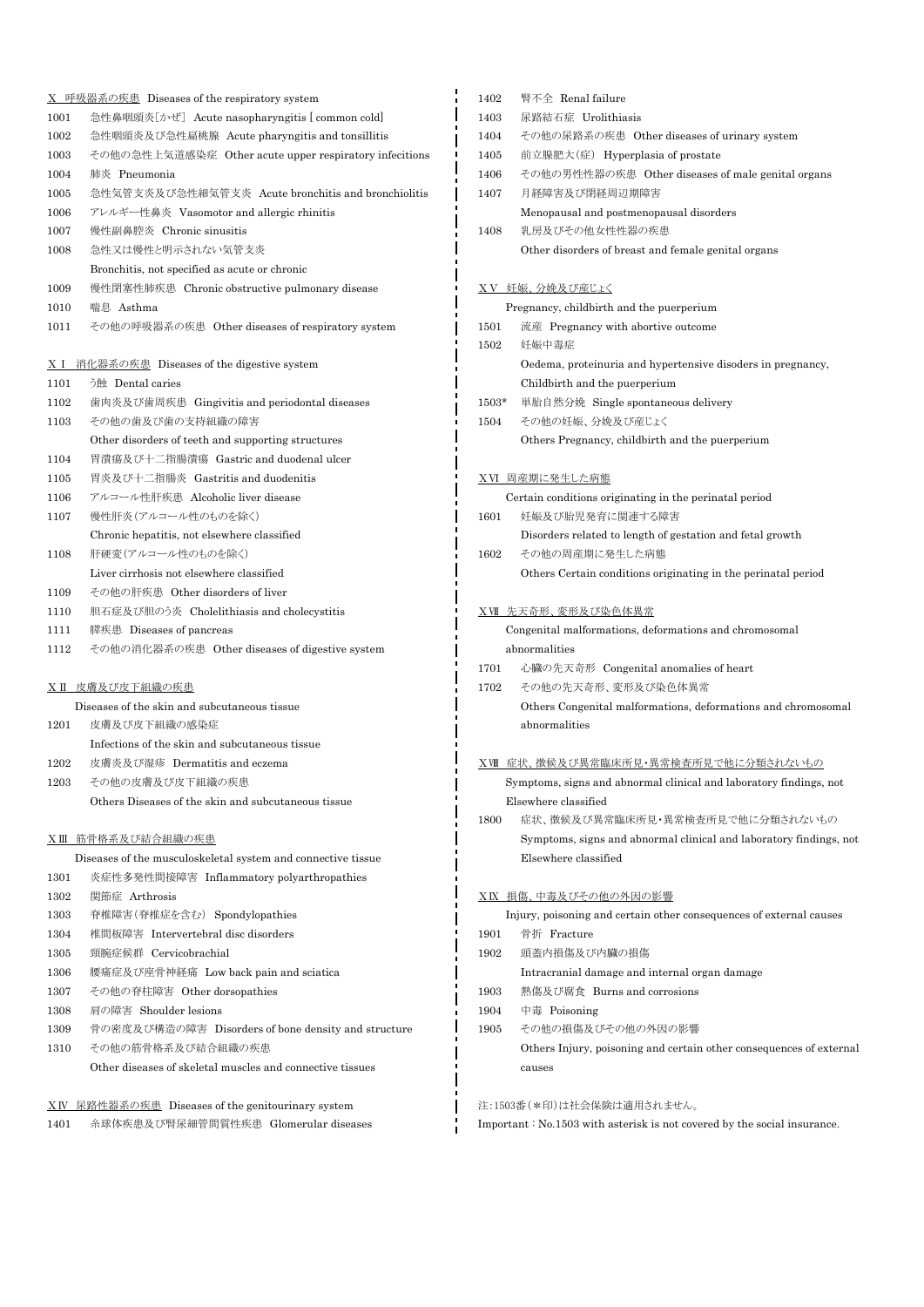Ｘ 呼吸器系の疾患 Diseases of the respiratory system

1001 急性鼻咽頭炎［かぜ］ Acute nasopharyngitis [ common cold]

1002 急性咽頭炎及び急性扁桃腺 Acute pharyngitis and tonsillitis

1003 その他の急性上気道感染症 Other acute upper respiratory infecitions

1004 肺炎 Pneumonia

1005 急性気管支炎及び急性細気管支炎 Acute bronchitis and bronchiolitis

1006 アレルギー性鼻炎 Vasomotor and allergic rhinitis

1007 慢性副鼻腔炎 Chronic sinusitis

1008 急性又は慢性と明示されない気管支炎
Bronchitis, not specified as acute or chronic

1009 慢性閉塞性肺疾患 Chronic obstructive pulmonary disease

1010 喘息 Asthma

1011 その他の呼吸器系の疾患 Other diseases of respiratory system

ＸⅠ 消化器系の疾患 Diseases of the digestive system

1101 う蝕 Dental caries

1102 歯肉炎及び歯周疾患 Gingivitis and periodontal diseases

1103 その他の歯及び歯の支持組織の障害
Other disorders of teeth and supporting structures

1104 胃潰瘍及び十二指腸潰瘍 Gastric and duodenal ulcer

1105 胃炎及び十二指腸炎 Gastritis and duodenitis

1106 アルコール性肝疾患 Alcoholic liver disease

1107 慢性肝炎(アルコール性のものを除く)
Chronic hepatitis, not elsewhere classified

1108 肝硬変(アルコール性のものを除く)
Liver cirrhosis not elsewhere classified

1109 その他の肝疾患 Other disorders of liver

1110 胆石症及び胆のう炎 Cholelithiasis and cholecystitis

1111 膵疾患 Diseases of pancreas

1112 その他の消化器系の疾患 Other diseases of digestive system

ＸⅡ 皮膚及び皮下組織の疾患
Diseases of the skin and subcutaneous tissue

1201 皮膚及び皮下組織の感染症
Infections of the skin and subcutaneous tissue

1202 皮膚炎及び湿疹 Dermatitis and eczema

1203 その他の皮膚及び皮下組織の疾患
Others Diseases of the skin and subcutaneous tissue

ＸⅢ 筋骨格系及び結合組織の疾患
Diseases of the musculoskeletal system and connective tissue

1301 炎症性多発性関接障害 Inflammatory polyarthropathies

1302 関節症 Arthrosis

1303 脊椎障害(脊椎症を含む) Spondylopathies

1304 椎間板障害 Intervertebral disc disorders

1305 頸腕症候群 Cervicobrachial

1306 腰痛症及び座骨神経痛 Low back pain and sciatica

1307 その他の脊柱障害 Other dorsopathies

1308 肩の障害 Shoulder lesions

1309 骨の密度及び構造の障害 Disorders of bone density and structure

1310 その他の筋骨格系及び結合組織の疾患
Other diseases of skeletal muscles and connective tissues

ＸⅣ 尿路性器系の疾患 Diseases of the genitourinary system

1401 糸球体疾患及び腎尿細管間質性疾患 Glomerular diseases

1402 腎不全 Renal failure

1403 尿路結石症 Urolithiasis

1404 その他の尿路系の疾患 Other diseases of urinary system

1405 前立腺肥大(症) Hyperplasia of prostate

1406 その他の男性性器の疾患 Other diseases of male genital organs

1407 月経障害及び閉経周辺期障害
Menopausal and postmenopausal disorders

1408 乳房及びその他女性性器の疾患
Other disorders of breast and female genital organs

ＸⅤ 妊娠、分娩及び産じょく
Pregnancy, childbirth and the puerperium

1501 流産 Pregnancy with abortive outcome

1502 妊娠中毒症
Oedema, proteinuria and hypertensive disoders in pregnancy, Childbirth and the puerperium

1503* 単胎自然分娩 Single spontaneous delivery

1504 その他の妊娠、分娩及び産じょく
Others Pregnancy, childbirth and the puerperium

ＸⅥ 周産期に発生した病態
Certain conditions originating in the perinatal period

1601 妊娠及び胎児発育に関連する障害
Disorders related to length of gestation and fetal growth

1602 その他の周産期に発生した病態
Others Certain conditions originating in the perinatal period

ＸⅦ 先天奇形、変形及び染色体異常
Congenital malformations, deformations and chromosomal abnormalities

1701 心臓の先天奇形 Congenital anomalies of heart

1702 その他の先天奇形、変形及び染色体異常
Others Congenital malformations, deformations and chromosomal abnormalities

ＸⅧ 症状、徴候及び異常臨床所見・異常検査所見で他に分類されないもの
Symptoms, signs and abnormal clinical and laboratory findings, not Elsewhere classified

1800 症状、徴候及び異常臨床所見・異常検査所見で他に分類されないもの
Symptoms, signs and abnormal clinical and laboratory findings, not Elsewhere classified

ＸⅨ 損傷、中毒及びその他の外因の影響
Injury, poisoning and certain other consequences of external causes

1901 骨折 Fracture

1902 頭蓋内損傷及び内臓の損傷
Intracranial damage and internal organ damage

1903 熱傷及び腐食 Burns and corrosions

1904 中毒 Poisoning

1905 その他の損傷及びその他の外因の影響
Others Injury, poisoning and certain other consequences of external causes

注:1503番(*印)は社会保険は適用されません。
Important : No.1503 with asterisk is not covered by the social insurance.